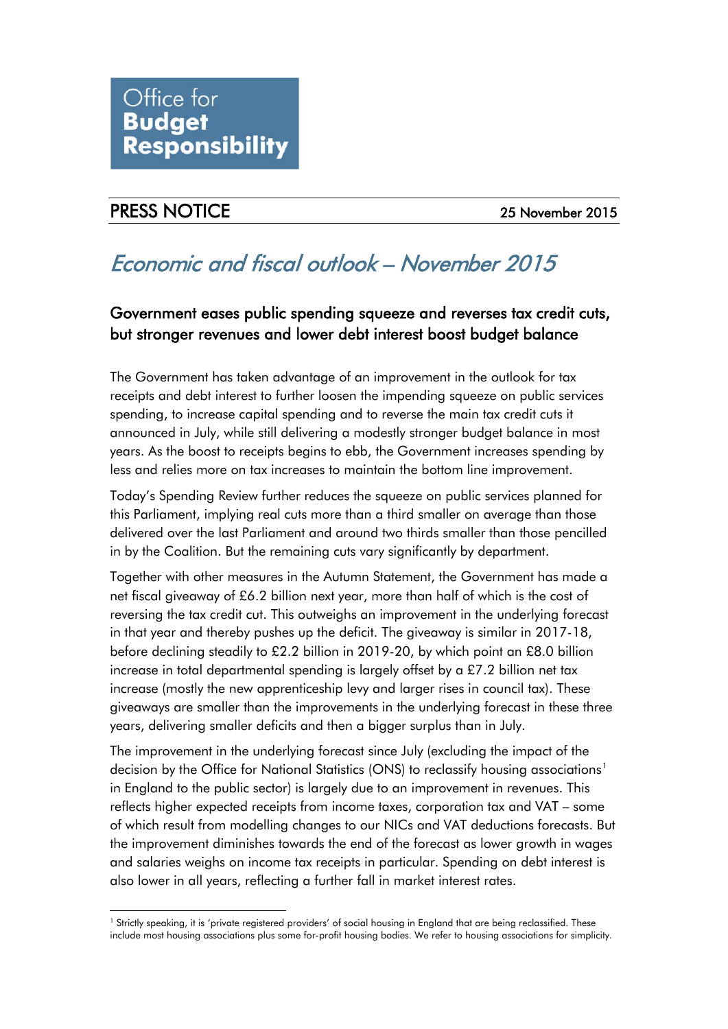Office for **Budget Responsibility**

## PRESS NOTICE

25 November 2015

# *Economic and fiscal outlook – November 2015*

## Government eases public spending squeeze and reverses tax credit cuts, but stronger revenues and lower debt interest boost budget balance

The Government has taken advantage of an improvement in the outlook for tax receipts and debt interest to further loosen the impending squeeze on public services spending, to increase capital spending and to reverse the main tax credit cuts it announced in July, while still delivering a modestly stronger budget balance in most years. As the boost to receipts begins to ebb, the Government increases spending by less and relies more on tax increases to maintain the bottom line improvement.

Today's Spending Review further reduces the squeeze on public services planned for this Parliament, implying real cuts more than a third smaller on average than those delivered over the last Parliament and around two thirds smaller than those pencilled in by the Coalition. But the remaining cuts vary significantly by department.

Together with other measures in the Autumn Statement, the Government has made a net fiscal giveaway of £6.2 billion next year, more than half of which is the cost of reversing the tax credit cut. This outweighs an improvement in the underlying forecast in that year and thereby pushes up the deficit. The giveaway is similar in 2017-18, before declining steadily to £2.2 billion in 2019-20, by which point an £8.0 billion increase in total departmental spending is largely offset by a £7.2 billion net tax increase (mostly the new apprenticeship levy and larger rises in council tax). These giveaways are smaller than the improvements in the underlying forecast in these three years, delivering smaller deficits and then a bigger surplus than in July.

The improvement in the underlying forecast since July (excluding the impact of the decision by the Office for National Statistics (ONS) to reclassify housing associations[1] in England to the public sector) is largely due to an improvement in revenues. This reflects higher expected receipts from income taxes, corporation tax and VAT – some of which result from modelling changes to our NICs and VAT deductions forecasts. But the improvement diminishes towards the end of the forecast as lower growth in wages and salaries weighs on income tax receipts in particular. Spending on debt interest is also lower in all years, reflecting a further fall in market interest rates.

[1] Strictly speaking, it is 'private registered providers' of social housing in England that are being reclassified. These include most housing associations plus some for-profit housing bodies. We refer to housing associations for simplicity.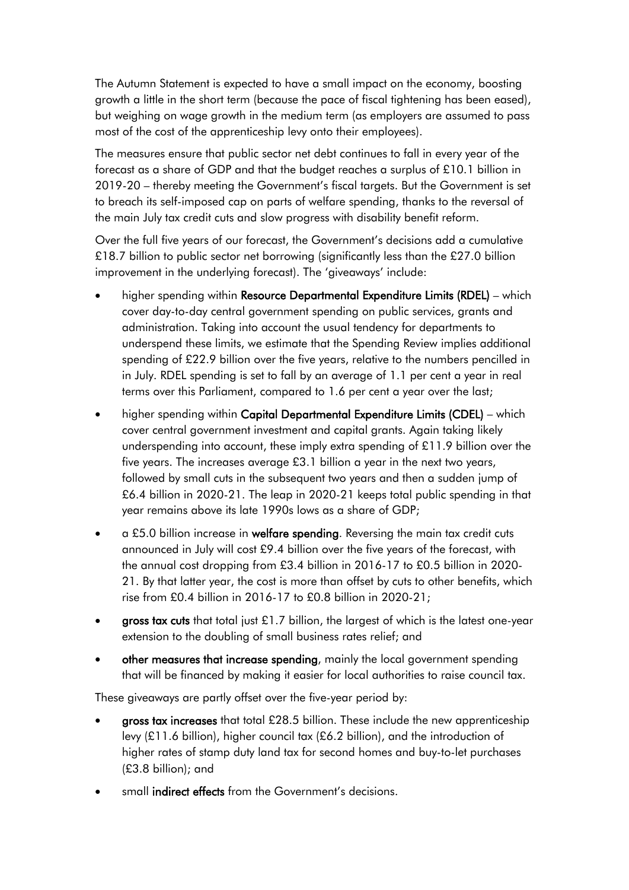The Autumn Statement is expected to have a small impact on the economy, boosting growth a little in the short term (because the pace of fiscal tightening has been eased), but weighing on wage growth in the medium term (as employers are assumed to pass most of the cost of the apprenticeship levy onto their employees).

The measures ensure that public sector net debt continues to fall in every year of the forecast as a share of GDP and that the budget reaches a surplus of £10.1 billion in 2019-20 – thereby meeting the Government's fiscal targets. But the Government is set to breach its self-imposed cap on parts of welfare spending, thanks to the reversal of the main July tax credit cuts and slow progress with disability benefit reform.

Over the full five years of our forecast, the Government's decisions add a cumulative £18.7 billion to public sector net borrowing (significantly less than the £27.0 billion improvement in the underlying forecast). The 'giveaways' include:

- higher spending within **Resource Departmental Expenditure Limits (RDEL)** – which cover day-to-day central government spending on public services, grants and administration. Taking into account the usual tendency for departments to underspend these limits, we estimate that the Spending Review implies additional spending of £22.9 billion over the five years, relative to the numbers pencilled in in July. RDEL spending is set to fall by an average of 1.1 per cent a year in real terms over this Parliament, compared to 1.6 per cent a year over the last;
- higher spending within **Capital Departmental Expenditure Limits (CDEL)** – which cover central government investment and capital grants. Again taking likely underspending into account, these imply extra spending of £11.9 billion over the five years. The increases average £3.1 billion a year in the next two years, followed by small cuts in the subsequent two years and then a sudden jump of £6.4 billion in 2020-21. The leap in 2020-21 keeps total public spending in that year remains above its late 1990s lows as a share of GDP;
- a £5.0 billion increase in **welfare spending**. Reversing the main tax credit cuts announced in July will cost £9.4 billion over the five years of the forecast, with the annual cost dropping from £3.4 billion in 2016-17 to £0.5 billion in 2020-21. By that latter year, the cost is more than offset by cuts to other benefits, which rise from £0.4 billion in 2016-17 to £0.8 billion in 2020-21;
- **gross tax cuts** that total just £1.7 billion, the largest of which is the latest one-year extension to the doubling of small business rates relief; and
- **other measures that increase spending**, mainly the local government spending that will be financed by making it easier for local authorities to raise council tax.

These giveaways are partly offset over the five-year period by:

- **gross tax increases** that total £28.5 billion. These include the new apprenticeship levy (£11.6 billion), higher council tax (£6.2 billion), and the introduction of higher rates of stamp duty land tax for second homes and buy-to-let purchases (£3.8 billion); and
- small **indirect effects** from the Government's decisions.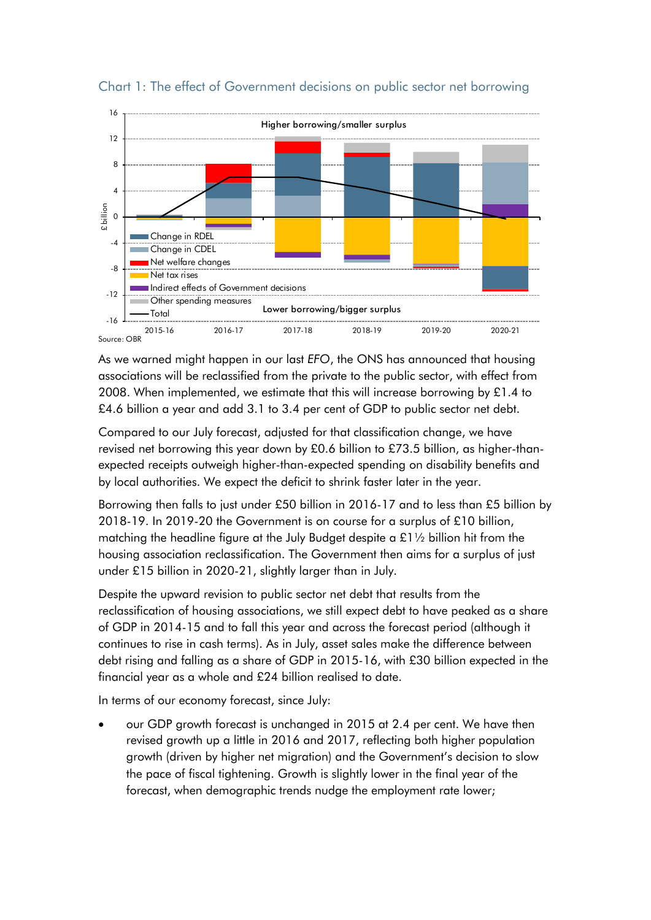Chart 1: The effect of Government decisions on public sector net borrowing

Source: OBR

As we warned might happen in our last *EFO*, the ONS has announced that housing associations will be reclassified from the private to the public sector, with effect from 2008. When implemented, we estimate that this will increase borrowing by £1.4 to £4.6 billion a year and add 3.1 to 3.4 per cent of GDP to public sector net debt.

Compared to our July forecast, adjusted for that classification change, we have revised net borrowing this year down by £0.6 billion to £73.5 billion, as higher-than-expected receipts outweigh higher-than-expected spending on disability benefits and by local authorities. We expect the deficit to shrink faster later in the year.

Borrowing then falls to just under £50 billion in 2016-17 and to less than £5 billion by 2018-19. In 2019-20 the Government is on course for a surplus of £10 billion, matching the headline figure at the July Budget despite a £1½ billion hit from the housing association reclassification. The Government then aims for a surplus of just under £15 billion in 2020-21, slightly larger than in July.

Despite the upward revision to public sector net debt that results from the reclassification of housing associations, we still expect debt to have peaked as a share of GDP in 2014-15 and to fall this year and across the forecast period (although it continues to rise in cash terms). As in July, asset sales make the difference between debt rising and falling as a share of GDP in 2015-16, with £30 billion expected in the financial year as a whole and £24 billion realised to date.

In terms of our economy forecast, since July:

- our GDP growth forecast is unchanged in 2015 at 2.4 per cent. We have then revised growth up a little in 2016 and 2017, reflecting both higher population growth (driven by higher net migration) and the Government's decision to slow the pace of fiscal tightening. Growth is slightly lower in the final year of the forecast, when demographic trends nudge the employment rate lower;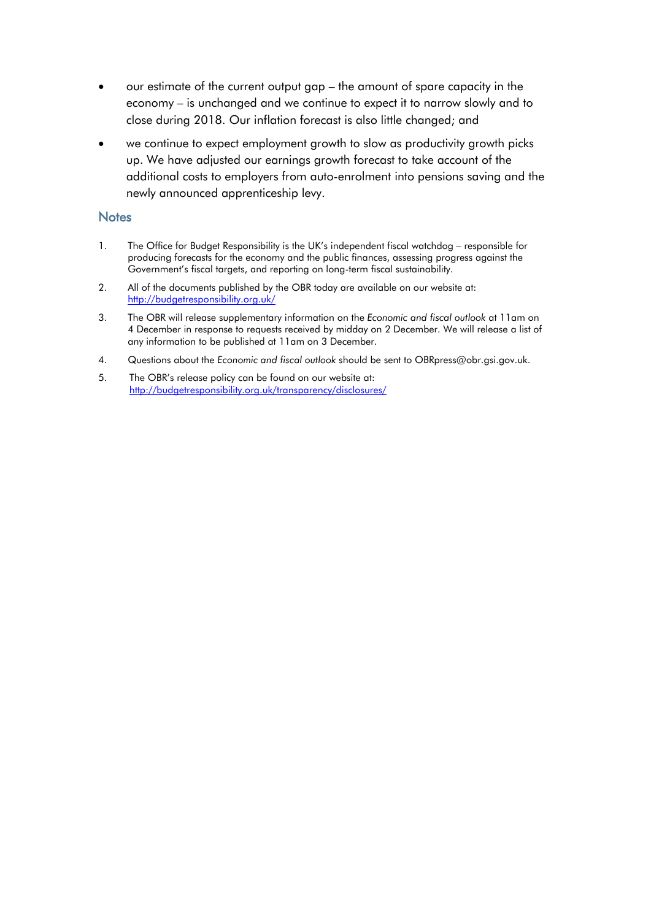- our estimate of the current output gap – the amount of spare capacity in the economy – is unchanged and we continue to expect it to narrow slowly and to close during 2018. Our inflation forecast is also little changed; and
- we continue to expect employment growth to slow as productivity growth picks up. We have adjusted our earnings growth forecast to take account of the additional costs to employers from auto-enrolment into pensions saving and the newly announced apprenticeship levy.

## Notes

1. The Office for Budget Responsibility is the UK's independent fiscal watchdog – responsible for producing forecasts for the economy and the public finances, assessing progress against the Government's fiscal targets, and reporting on long-term fiscal sustainability.
2. All of the documents published by the OBR today are available on our website at: http://budgetresponsibility.org.uk/
3. The OBR will release supplementary information on the *Economic and fiscal outlook* at 11am on 4 December in response to requests received by midday on 2 December. We will release a list of any information to be published at 11am on 3 December.
4. Questions about the *Economic and fiscal outlook* should be sent to OBRpress@obr.gsi.gov.uk.
5. The OBR's release policy can be found on our website at: http://budgetresponsibility.org.uk/transparency/disclosures/